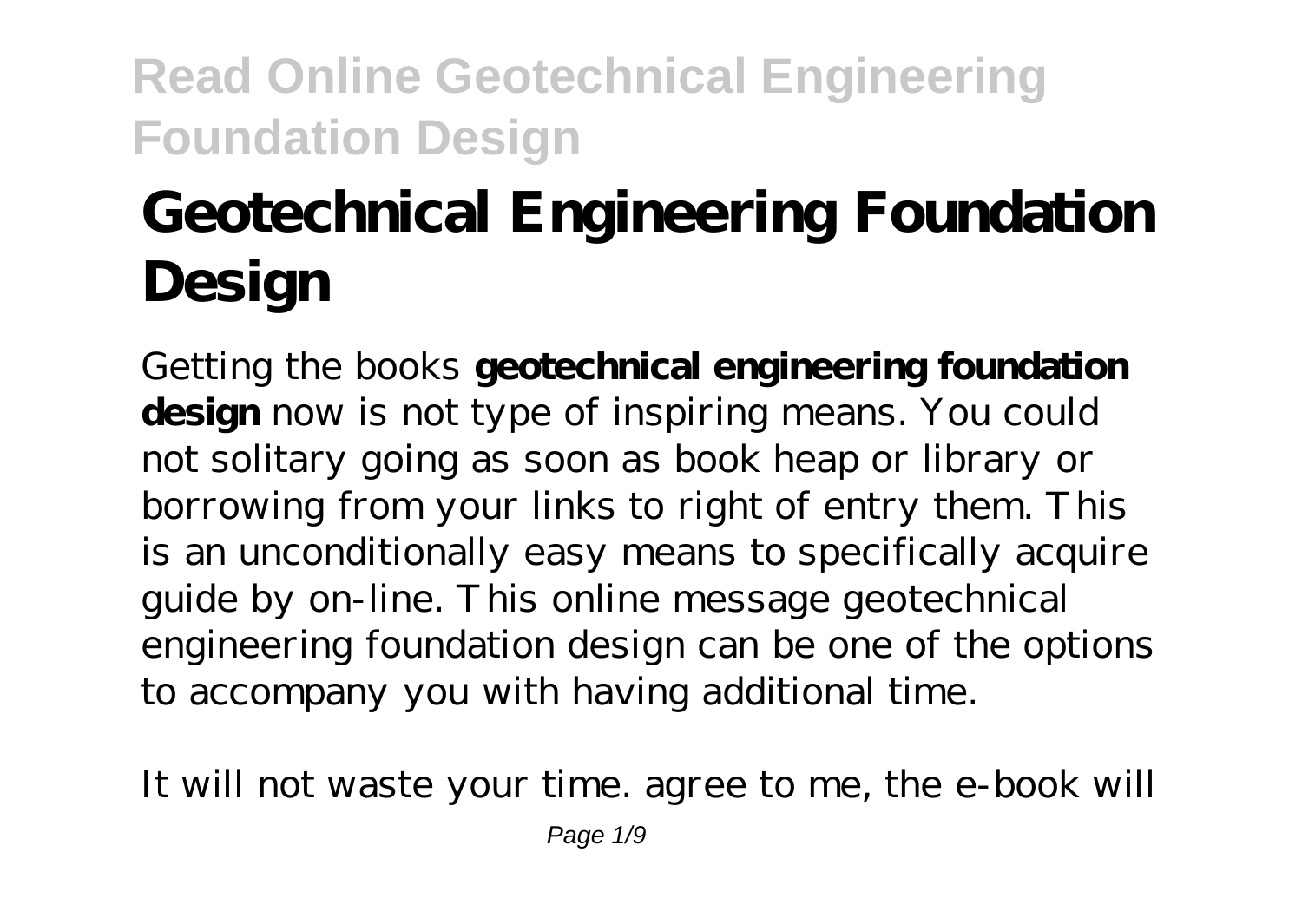# Geotechnical Engineering Foundation Design

Getting the books **geotechnical engineering foundation design** now is not type of inspiring means. You could not solitary going as soon as book heap or library or borrowing from your links to right of entry them. This is an unconditionally easy means to specifically acquire guide by on-line. This online message geotechnical engineering foundation design can be one of the options to accompany you with having additional time.

It will not waste your time. agree to me, the e-book will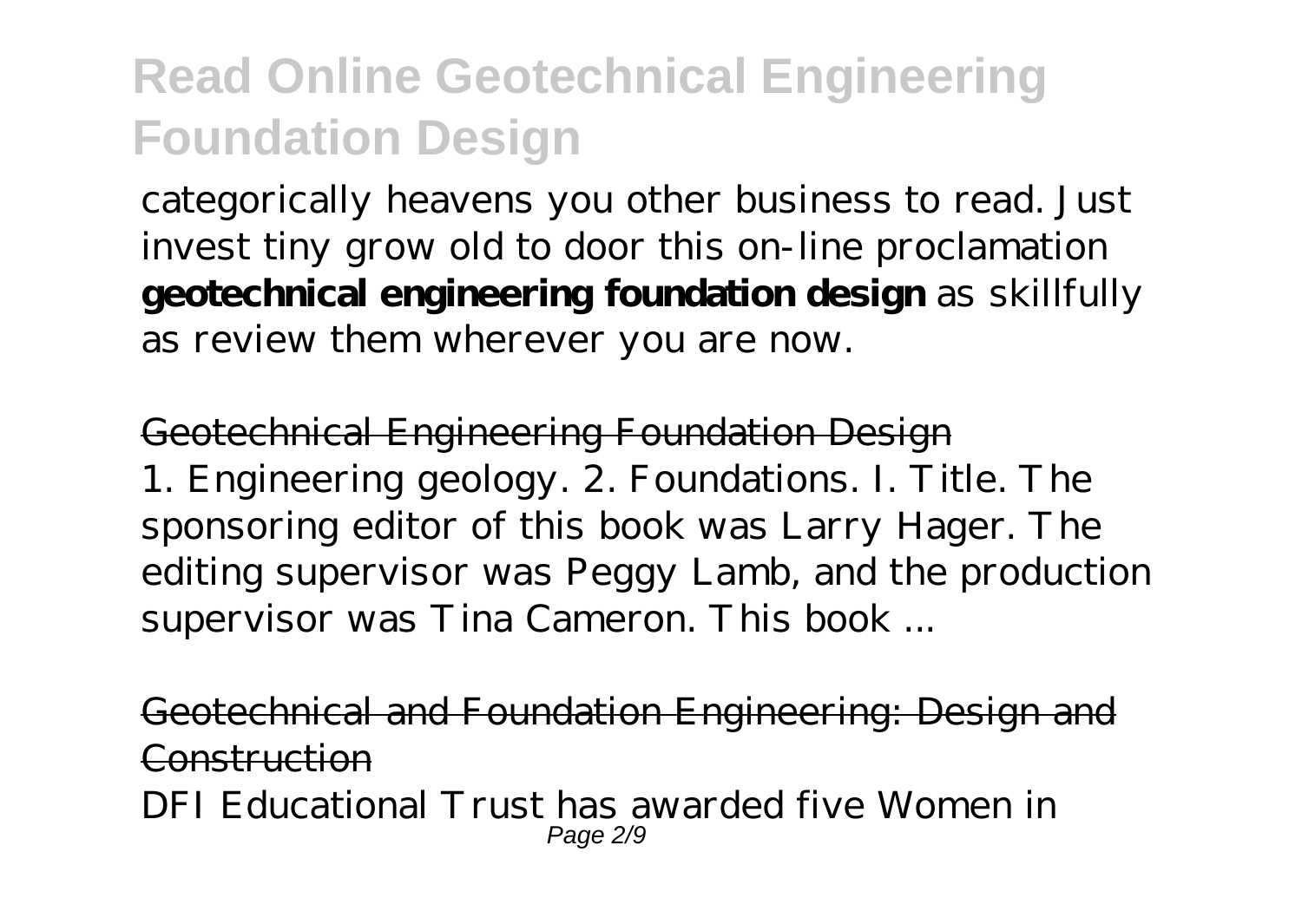categorically heavens you other business to read. Just invest tiny grow old to door this on-line proclamation **geotechnical engineering foundation design** as skillfully as review them wherever you are now.

Geotechnical Engineering Foundation Design

1. Engineering geology. 2. Foundations. I. Title. The sponsoring editor of this book was Larry Hager. The editing supervisor was Peggy Lamb, and the production supervisor was Tina Cameron. This book ...

Geotechnical and Foundation Engineering: Design and Construction

DFI Educational Trust has awarded five Women in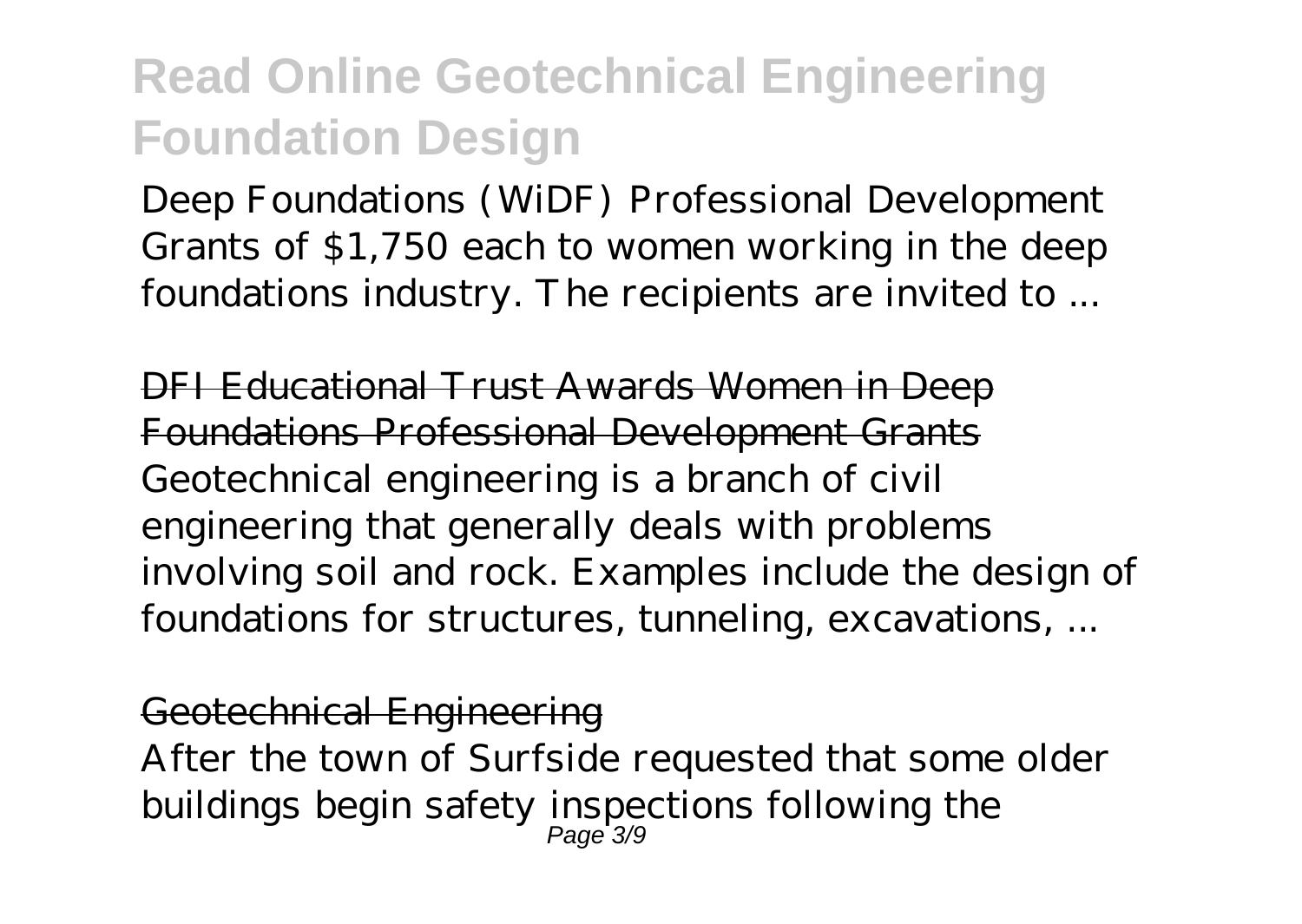Deep Foundations (WiDF) Professional Development Grants of $1,750 each to women working in the deep foundations industry. The recipients are invited to ...

## DFI Educational Trust Awards Women in Deep Foundations Professional Development Grants

Geotechnical engineering is a branch of civil engineering that generally deals with problems involving soil and rock. Examples include the design of foundations for structures, tunneling, excavations, ...

## Geotechnical Engineering

After the town of Surfside requested that some older buildings begin safety inspections following the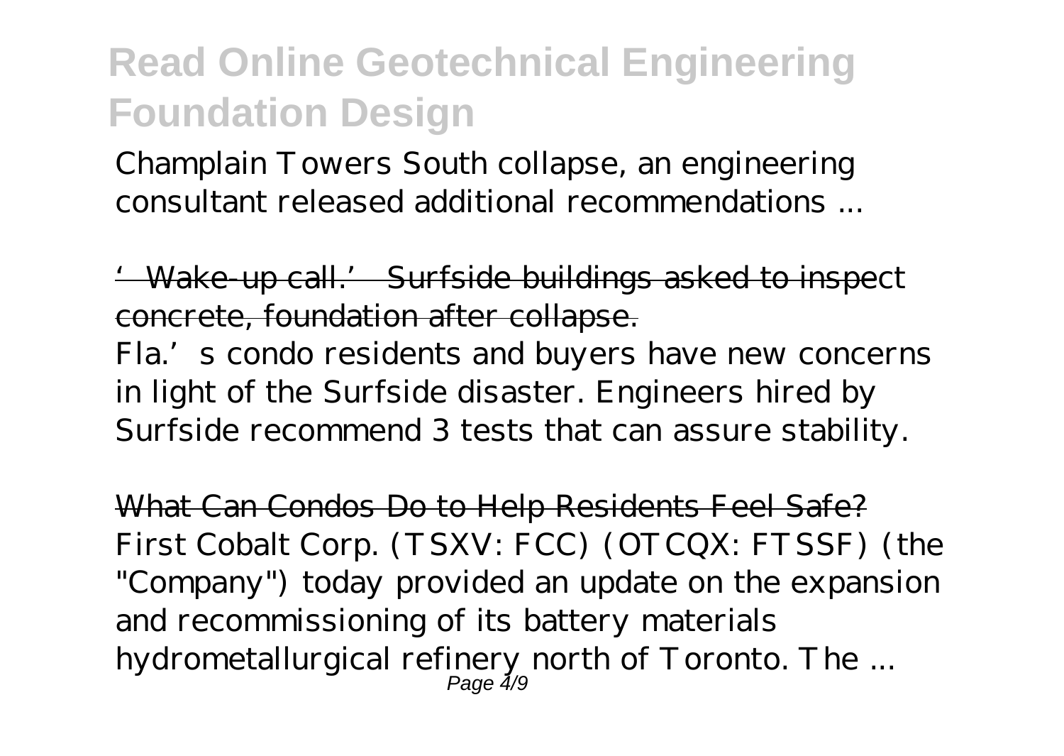# Read Online Geotechnical Engineering Foundation Design

Champlain Towers South collapse, an engineering consultant released additional recommendations ...

'Wake-up call.' Surfside buildings asked to inspect concrete, foundation after collapse.

Fla.'s condo residents and buyers have new concerns in light of the Surfside disaster. Engineers hired by Surfside recommend 3 tests that can assure stability.

What Can Condos Do to Help Residents Feel Safe?

First Cobalt Corp. (TSXV: FCC) (OTCQX: FTSSF) (the "Company") today provided an update on the expansion and recommissioning of its battery materials hydrometallurgical refinery north of Toronto. The ...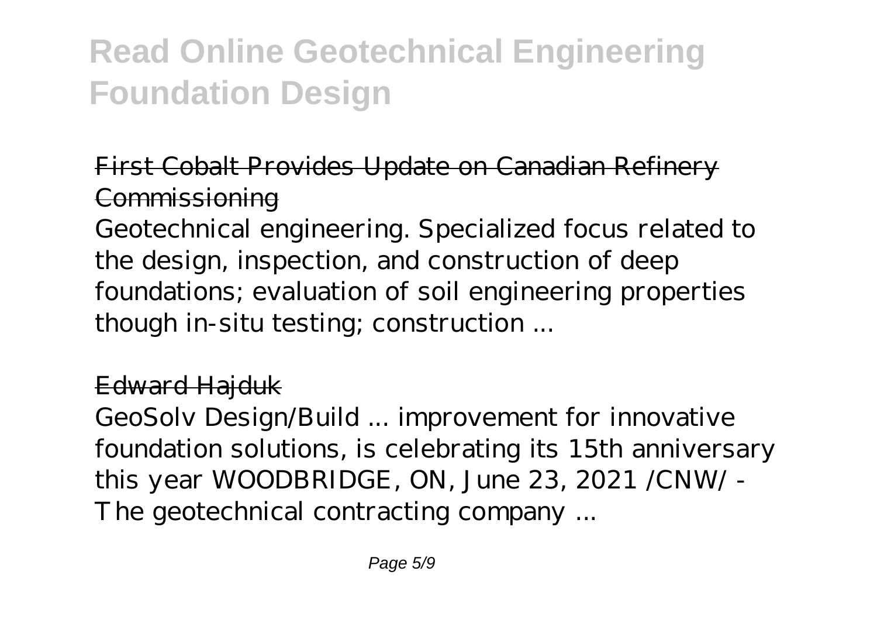First Cobalt Provides Update on Canadian Refinery Commissioning

Geotechnical engineering. Specialized focus related to the design, inspection, and construction of deep foundations; evaluation of soil engineering properties though in-situ testing; construction ...

Edward Hajduk

GeoSolv Design/Build ... improvement for innovative foundation solutions, is celebrating its 15th anniversary this year WOODBRIDGE, ON, June 23, 2021 /CNW/ - The geotechnical contracting company ...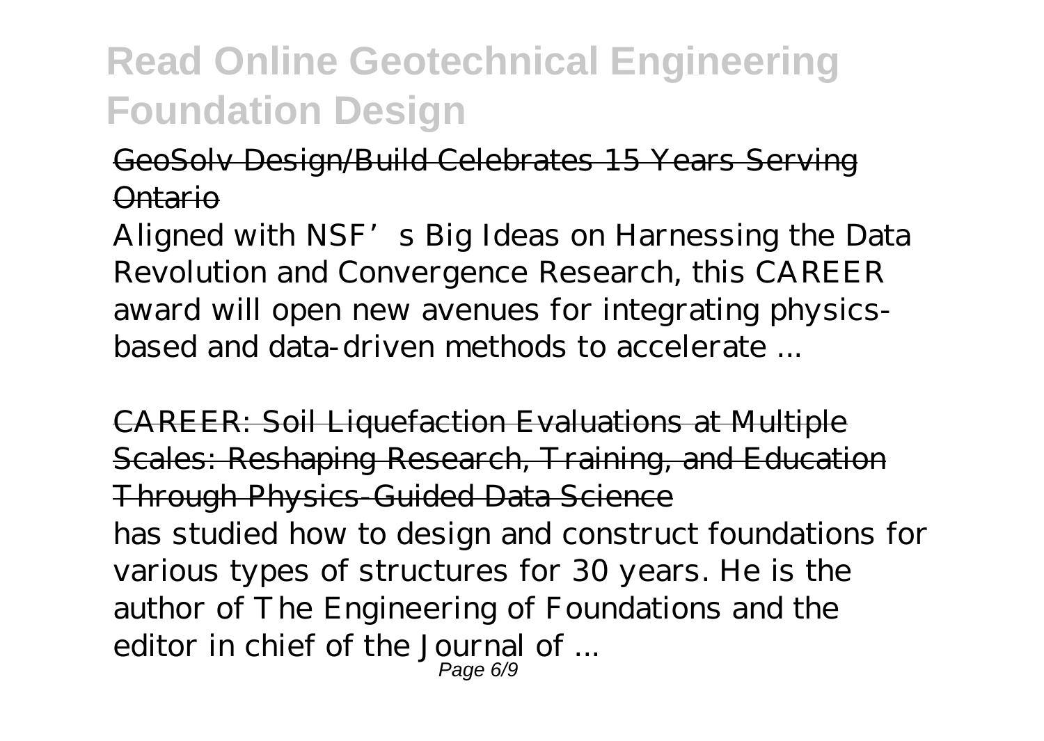# Read Online Geotechnical Engineering Foundation Design

GeoSolv Design/Build Celebrates 15 Years Serving Ontario

Aligned with NSF's Big Ideas on Harnessing the Data Revolution and Convergence Research, this CAREER award will open new avenues for integrating physics-based and data-driven methods to accelerate ...

CAREER: Soil Liquefaction Evaluations at Multiple Scales: Reshaping Research, Training, and Education Through Physics-Guided Data Science

has studied how to design and construct foundations for various types of structures for 30 years. He is the author of The Engineering of Foundations and the editor in chief of the Journal of ...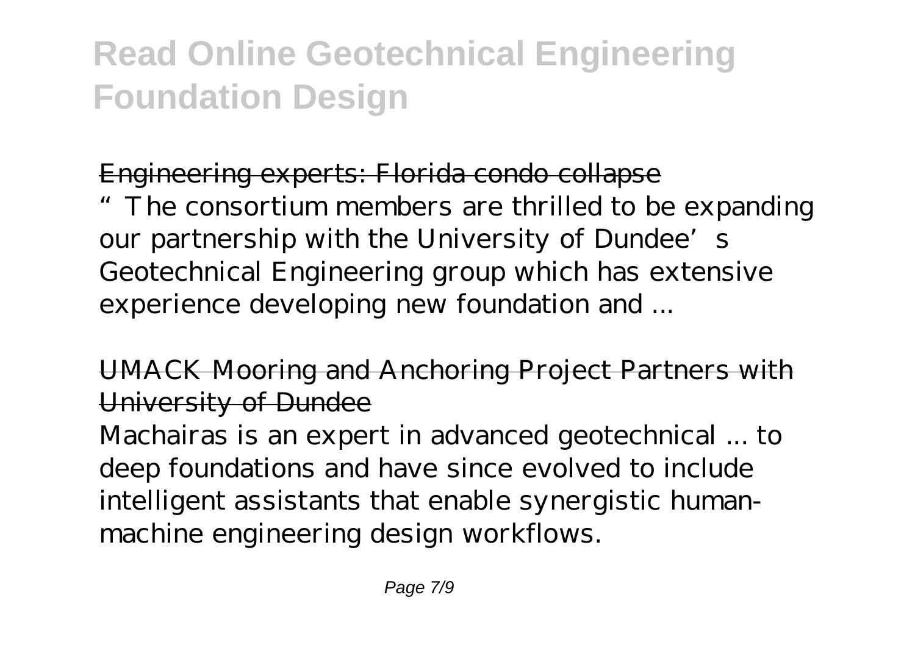Engineering experts: Florida condo collapse

"The consortium members are thrilled to be expanding our partnership with the University of Dundee's Geotechnical Engineering group which has extensive experience developing new foundation and ...

UMACK Mooring and Anchoring Project Partners with University of Dundee

Machairas is an expert in advanced geotechnical ... to deep foundations and have since evolved to include intelligent assistants that enable synergistic human-machine engineering design workflows.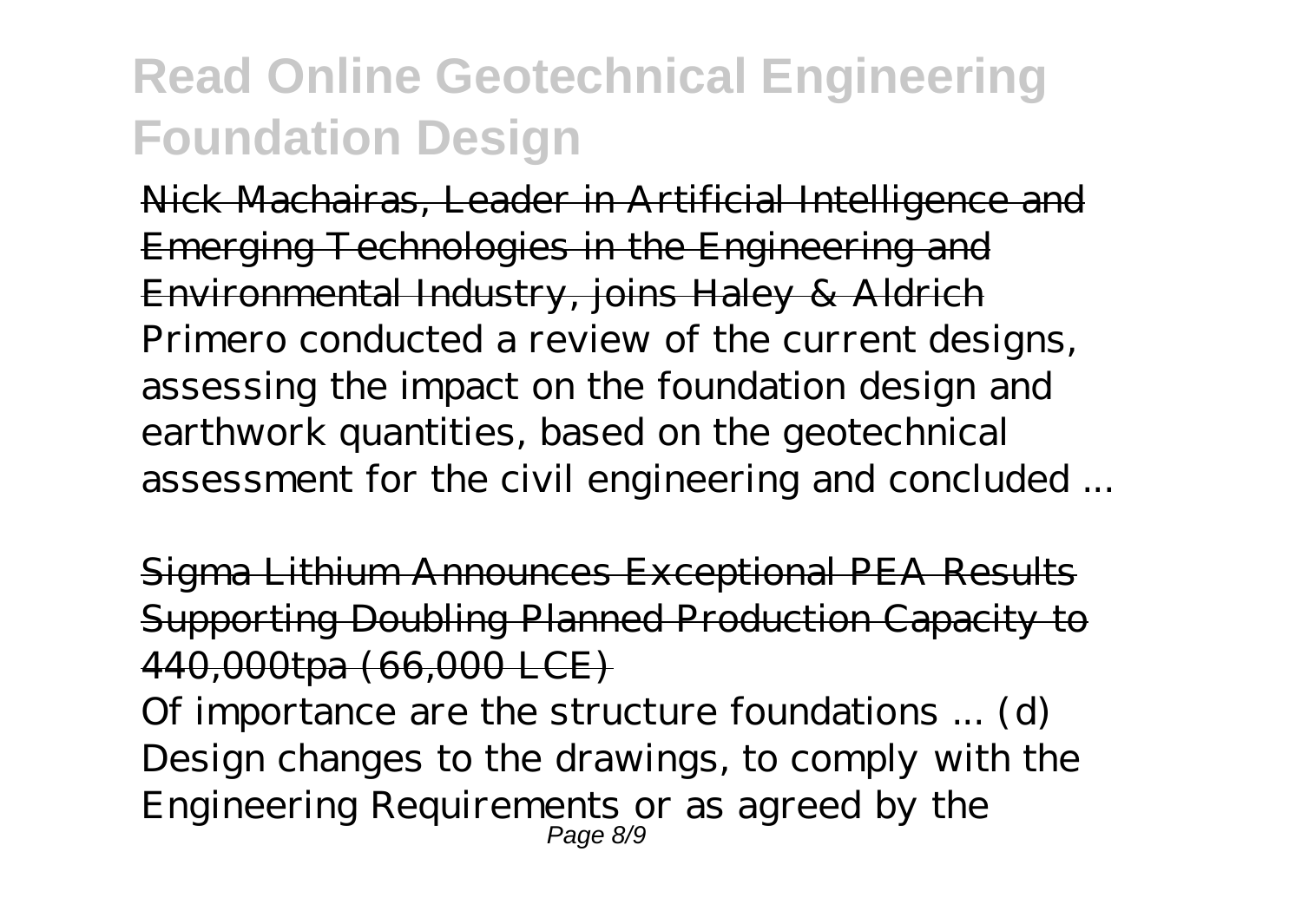Nick Machairas, Leader in Artificial Intelligence and Emerging Technologies in the Engineering and Environmental Industry, joins Haley & Aldrich

Primero conducted a review of the current designs, assessing the impact on the foundation design and earthwork quantities, based on the geotechnical assessment for the civil engineering and concluded ...

Sigma Lithium Announces Exceptional PEA Results Supporting Doubling Planned Production Capacity to 440,000tpa (66,000 LCE)

Of importance are the structure foundations ... (d) Design changes to the drawings, to comply with the Engineering Requirements or as agreed by the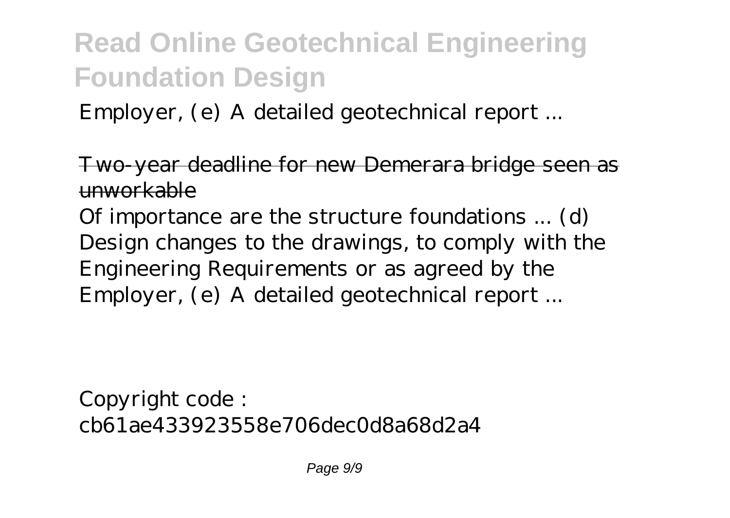Employer, (e) A detailed geotechnical report ...

Two-year deadline for new Demerara bridge seen as unworkable

Of importance are the structure foundations ... (d) Design changes to the drawings, to comply with the Engineering Requirements or as agreed by the Employer, (e) A detailed geotechnical report ...

Copyright code : cb61ae433923558e706dec0d8a68d2a4